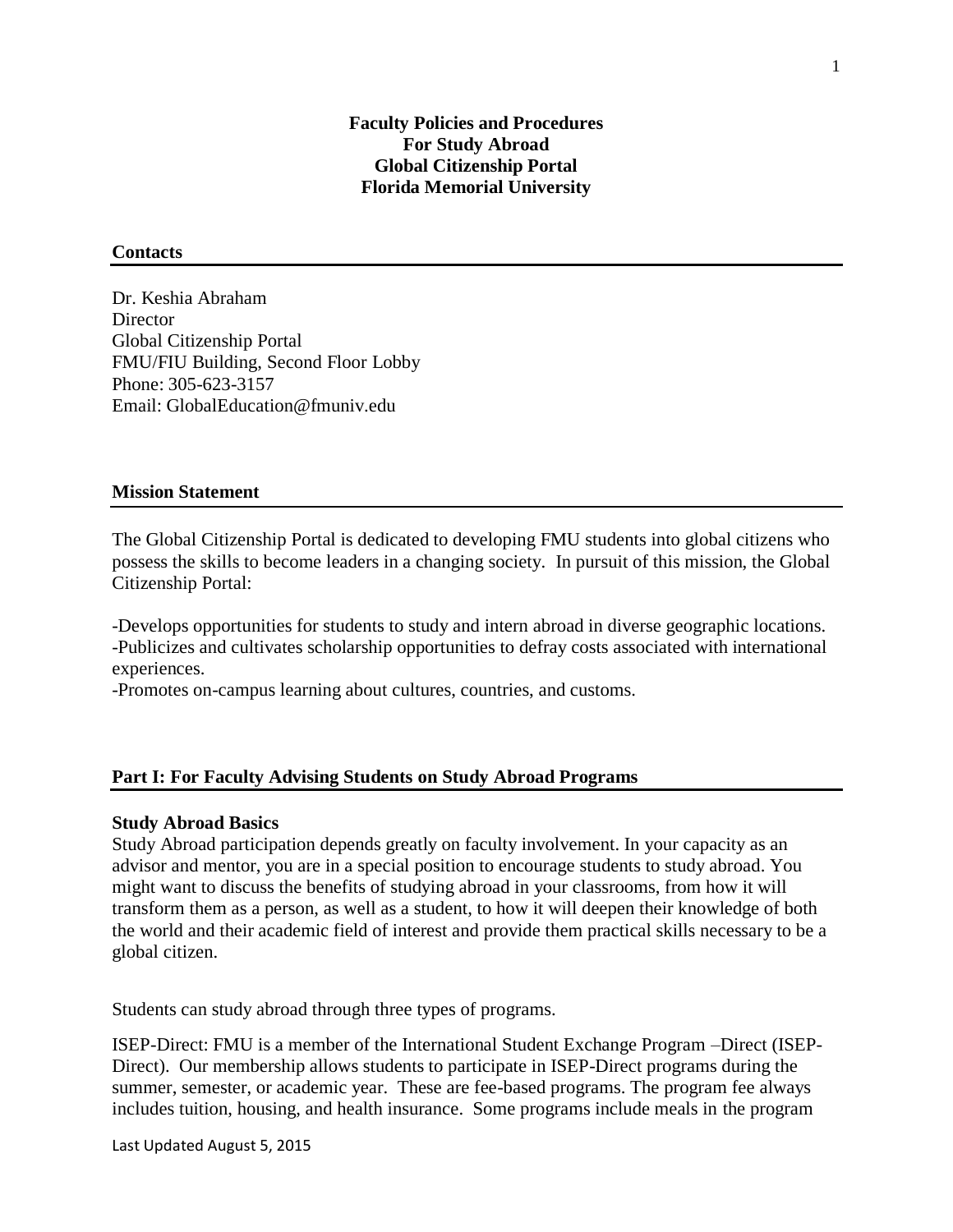**Faculty Policies and Procedures**
**For Study Abroad**
**Global Citizenship Portal**
**Florida Memorial University**

## Contacts

Dr. Keshia Abraham
Director
Global Citizenship Portal
FMU/FIU Building, Second Floor Lobby
Phone: 305-623-3157
Email: GlobalEducation@fmuniv.edu

## Mission Statement

The Global Citizenship Portal is dedicated to developing FMU students into global citizens who possess the skills to become leaders in a changing society. In pursuit of this mission, the Global Citizenship Portal:

-Develops opportunities for students to study and intern abroad in diverse geographic locations.
-Publicizes and cultivates scholarship opportunities to defray costs associated with international experiences.
-Promotes on-campus learning about cultures, countries, and customs.

## Part I: For Faculty Advising Students on Study Abroad Programs

### Study Abroad Basics

Study Abroad participation depends greatly on faculty involvement. In your capacity as an advisor and mentor, you are in a special position to encourage students to study abroad. You might want to discuss the benefits of studying abroad in your classrooms, from how it will transform them as a person, as well as a student, to how it will deepen their knowledge of both the world and their academic field of interest and provide them practical skills necessary to be a global citizen.

Students can study abroad through three types of programs.

ISEP-Direct: FMU is a member of the International Student Exchange Program –Direct (ISEP-Direct). Our membership allows students to participate in ISEP-Direct programs during the summer, semester, or academic year. These are fee-based programs. The program fee always includes tuition, housing, and health insurance. Some programs include meals in the program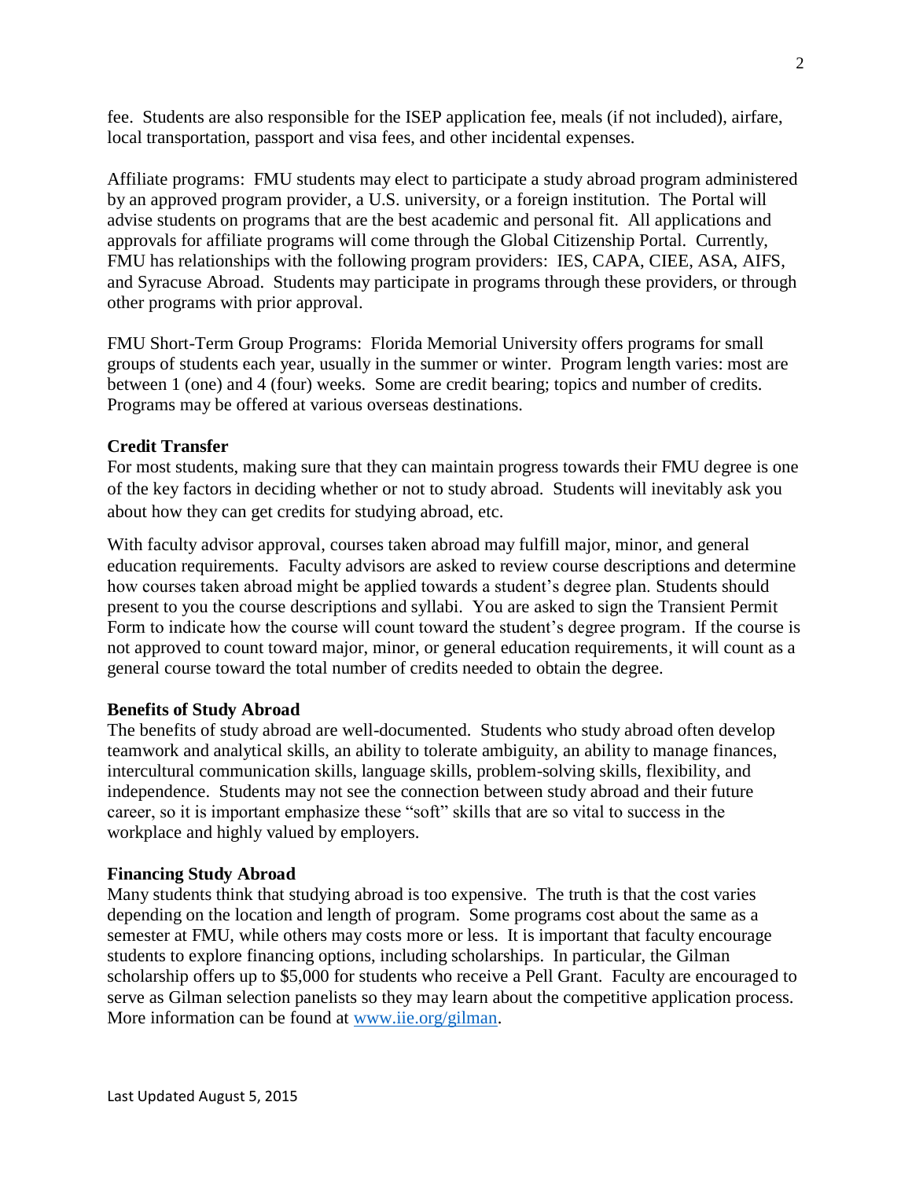fee. Students are also responsible for the ISEP application fee, meals (if not included), airfare, local transportation, passport and visa fees, and other incidental expenses.

Affiliate programs: FMU students may elect to participate a study abroad program administered by an approved program provider, a U.S. university, or a foreign institution. The Portal will advise students on programs that are the best academic and personal fit. All applications and approvals for affiliate programs will come through the Global Citizenship Portal. Currently, FMU has relationships with the following program providers: IES, CAPA, CIEE, ASA, AIFS, and Syracuse Abroad. Students may participate in programs through these providers, or through other programs with prior approval.

FMU Short-Term Group Programs: Florida Memorial University offers programs for small groups of students each year, usually in the summer or winter. Program length varies: most are between 1 (one) and 4 (four) weeks. Some are credit bearing; topics and number of credits. Programs may be offered at various overseas destinations.

**Credit Transfer**

For most students, making sure that they can maintain progress towards their FMU degree is one of the key factors in deciding whether or not to study abroad. Students will inevitably ask you about how they can get credits for studying abroad, etc.

With faculty advisor approval, courses taken abroad may fulfill major, minor, and general education requirements. Faculty advisors are asked to review course descriptions and determine how courses taken abroad might be applied towards a student's degree plan. Students should present to you the course descriptions and syllabi. You are asked to sign the Transient Permit Form to indicate how the course will count toward the student's degree program. If the course is not approved to count toward major, minor, or general education requirements, it will count as a general course toward the total number of credits needed to obtain the degree.

**Benefits of Study Abroad**

The benefits of study abroad are well-documented. Students who study abroad often develop teamwork and analytical skills, an ability to tolerate ambiguity, an ability to manage finances, intercultural communication skills, language skills, problem-solving skills, flexibility, and independence. Students may not see the connection between study abroad and their future career, so it is important emphasize these "soft" skills that are so vital to success in the workplace and highly valued by employers.

**Financing Study Abroad**

Many students think that studying abroad is too expensive. The truth is that the cost varies depending on the location and length of program. Some programs cost about the same as a semester at FMU, while others may costs more or less. It is important that faculty encourage students to explore financing options, including scholarships. In particular, the Gilman scholarship offers up to $5,000 for students who receive a Pell Grant. Faculty are encouraged to serve as Gilman selection panelists so they may learn about the competitive application process. More information can be found at [www.iie.org/gilman](www.iie.org/gilman).

Last Updated August 5, 2015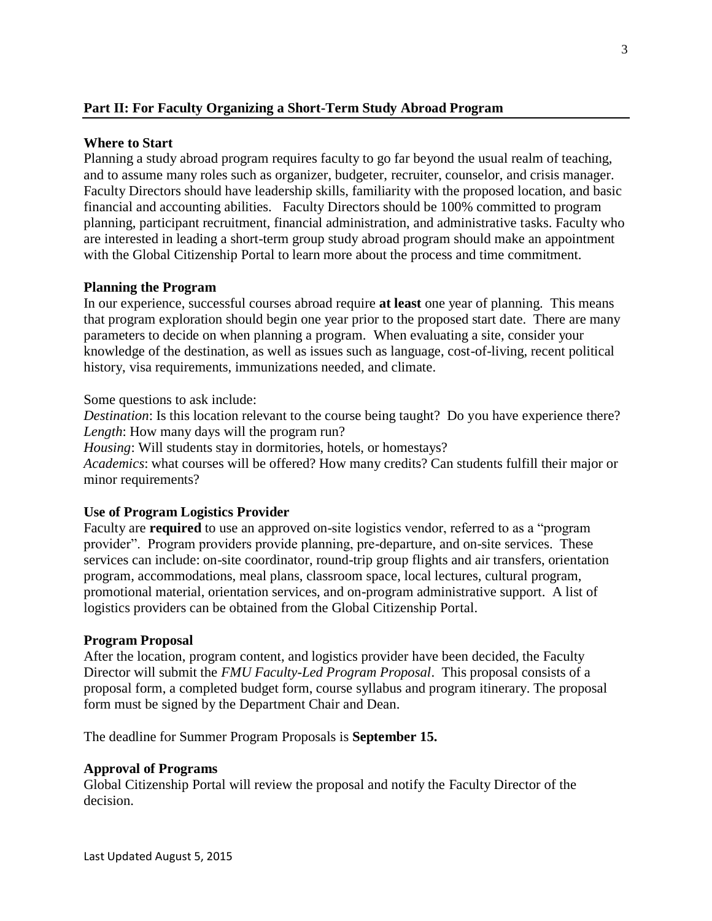## Part II: For Faculty Organizing a Short-Term Study Abroad Program

### Where to Start

Planning a study abroad program requires faculty to go far beyond the usual realm of teaching, and to assume many roles such as organizer, budgeter, recruiter, counselor, and crisis manager. Faculty Directors should have leadership skills, familiarity with the proposed location, and basic financial and accounting abilities. Faculty Directors should be 100% committed to program planning, participant recruitment, financial administration, and administrative tasks. Faculty who are interested in leading a short-term group study abroad program should make an appointment with the Global Citizenship Portal to learn more about the process and time commitment.

### Planning the Program

In our experience, successful courses abroad require **at least** one year of planning. This means that program exploration should begin one year prior to the proposed start date. There are many parameters to decide on when planning a program. When evaluating a site, consider your knowledge of the destination, as well as issues such as language, cost-of-living, recent political history, visa requirements, immunizations needed, and climate.

Some questions to ask include:
*Destination*: Is this location relevant to the course being taught? Do you have experience there?
*Length*: How many days will the program run?
*Housing*: Will students stay in dormitories, hotels, or homestays?
*Academics*: what courses will be offered? How many credits? Can students fulfill their major or minor requirements?

### Use of Program Logistics Provider

Faculty are **required** to use an approved on-site logistics vendor, referred to as a "program provider". Program providers provide planning, pre-departure, and on-site services. These services can include: on-site coordinator, round-trip group flights and air transfers, orientation program, accommodations, meal plans, classroom space, local lectures, cultural program, promotional material, orientation services, and on-program administrative support. A list of logistics providers can be obtained from the Global Citizenship Portal.

### Program Proposal

After the location, program content, and logistics provider have been decided, the Faculty Director will submit the *FMU Faculty-Led Program Proposal*. This proposal consists of a proposal form, a completed budget form, course syllabus and program itinerary. The proposal form must be signed by the Department Chair and Dean.

The deadline for Summer Program Proposals is **September 15.**

### Approval of Programs

Global Citizenship Portal will review the proposal and notify the Faculty Director of the decision.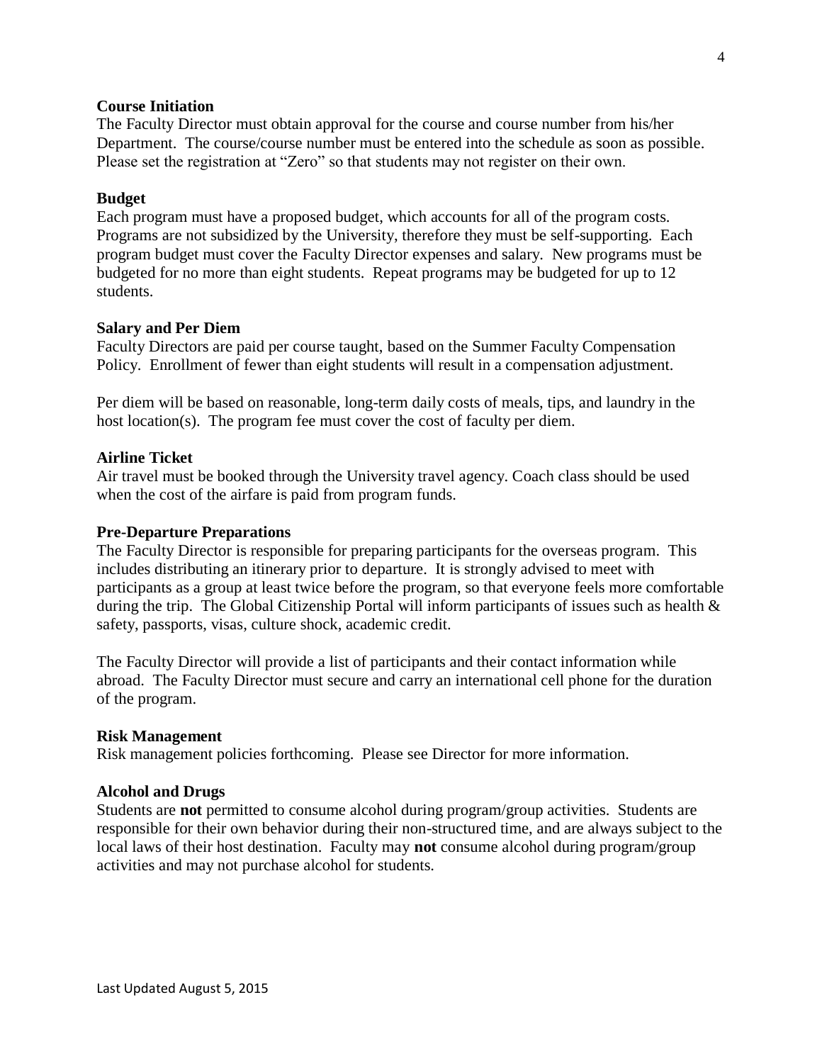**Course Initiation**

The Faculty Director must obtain approval for the course and course number from his/her Department. The course/course number must be entered into the schedule as soon as possible. Please set the registration at "Zero" so that students may not register on their own.

**Budget**

Each program must have a proposed budget, which accounts for all of the program costs. Programs are not subsidized by the University, therefore they must be self-supporting. Each program budget must cover the Faculty Director expenses and salary. New programs must be budgeted for no more than eight students. Repeat programs may be budgeted for up to 12 students.

**Salary and Per Diem**

Faculty Directors are paid per course taught, based on the Summer Faculty Compensation Policy. Enrollment of fewer than eight students will result in a compensation adjustment.

Per diem will be based on reasonable, long-term daily costs of meals, tips, and laundry in the host location(s). The program fee must cover the cost of faculty per diem.

**Airline Ticket**

Air travel must be booked through the University travel agency. Coach class should be used when the cost of the airfare is paid from program funds.

**Pre-Departure Preparations**

The Faculty Director is responsible for preparing participants for the overseas program. This includes distributing an itinerary prior to departure. It is strongly advised to meet with participants as a group at least twice before the program, so that everyone feels more comfortable during the trip. The Global Citizenship Portal will inform participants of issues such as health & safety, passports, visas, culture shock, academic credit.

The Faculty Director will provide a list of participants and their contact information while abroad. The Faculty Director must secure and carry an international cell phone for the duration of the program.

**Risk Management**

Risk management policies forthcoming. Please see Director for more information.

**Alcohol and Drugs**

Students are **not** permitted to consume alcohol during program/group activities. Students are responsible for their own behavior during their non-structured time, and are always subject to the local laws of their host destination. Faculty may **not** consume alcohol during program/group activities and may not purchase alcohol for students.

Last Updated August 5, 2015